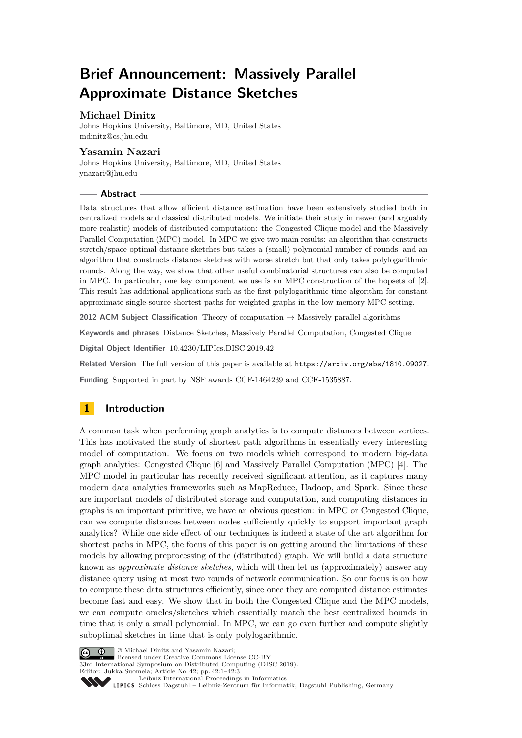# Brief Announcement: Massively Parallel Approximate Distance Sketches

**Michael Dinitz**
Johns Hopkins University, Baltimore, MD, United States
mdinitz@cs.jhu.edu

**Yasamin Nazari**
Johns Hopkins University, Baltimore, MD, United States
ynazari@jhu.edu

## Abstract

Data structures that allow efficient distance estimation have been extensively studied both in centralized models and classical distributed models. We initiate their study in newer (and arguably more realistic) models of distributed computation: the Congested Clique model and the Massively Parallel Computation (MPC) model. In MPC we give two main results: an algorithm that constructs stretch/space optimal distance sketches but takes a (small) polynomial number of rounds, and an algorithm that constructs distance sketches with worse stretch but that only takes polylogarithmic rounds. Along the way, we show that other useful combinatorial structures can also be computed in MPC. In particular, one key component we use is an MPC construction of the hopsets of [2]. This result has additional applications such as the first polylogarithmic time algorithm for constant approximate single-source shortest paths for weighted graphs in the low memory MPC setting.

**2012 ACM Subject Classification** Theory of computation → Massively parallel algorithms

**Keywords and phrases** Distance Sketches, Massively Parallel Computation, Congested Clique

**Digital Object Identifier** 10.4230/LIPIcs.DISC.2019.42

**Related Version** The full version of this paper is available at https://arxiv.org/abs/1810.09027.

**Funding** Supported in part by NSF awards CCF-1464239 and CCF-1535887.

## 1 Introduction

A common task when performing graph analytics is to compute distances between vertices. This has motivated the study of shortest path algorithms in essentially every interesting model of computation. We focus on two models which correspond to modern big-data graph analytics: Congested Clique [6] and Massively Parallel Computation (MPC) [4]. The MPC model in particular has recently received significant attention, as it captures many modern data analytics frameworks such as MapReduce, Hadoop, and Spark. Since these are important models of distributed storage and computation, and computing distances in graphs is an important primitive, we have an obvious question: in MPC or Congested Clique, can we compute distances between nodes sufficiently quickly to support important graph analytics? While one side effect of our techniques is indeed a state of the art algorithm for shortest paths in MPC, the focus of this paper is on getting around the limitations of these models by allowing preprocessing of the (distributed) graph. We will build a data structure known as *approximate distance sketches*, which will then let us (approximately) answer any distance query using at most two rounds of network communication. So our focus is on how to compute these data structures efficiently, since once they are computed distance estimates become fast and easy. We show that in both the Congested Clique and the MPC models, we can compute oracles/sketches which essentially match the best centralized bounds in time that is only a small polynomial. In MPC, we can go even further and compute slightly suboptimal sketches in time that is only polylogarithmic.

© Michael Dinitz and Yasamin Nazari;
licensed under Creative Commons License CC-BY
33rd International Symposium on Distributed Computing (DISC 2019).
Editor: Jukka Suomela; Article No. 42; pp. 42:1–42:3
Leibniz International Proceedings in Informatics
Schloss Dagstuhl – Leibniz-Zentrum für Informatik, Dagstuhl Publishing, Germany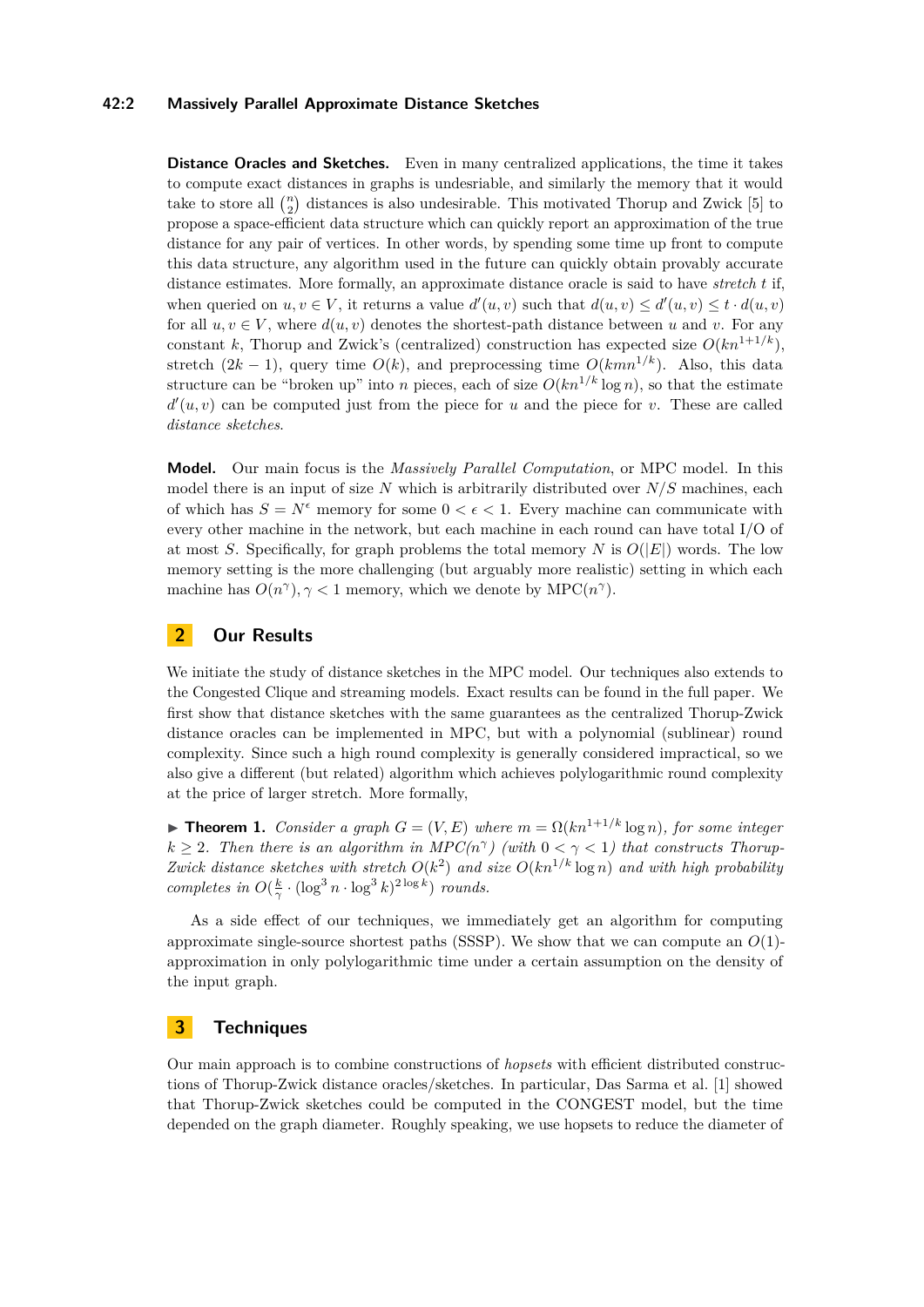**Distance Oracles and Sketches.** Even in many centralized applications, the time it takes to compute exact distances in graphs is undesriable, and similarly the memory that it would take to store all $\binom{n}{2}$ distances is also undesirable. This motivated Thorup and Zwick [5] to propose a space-efficient data structure which can quickly report an approximation of the true distance for any pair of vertices. In other words, by spending some time up front to compute this data structure, any algorithm used in the future can quickly obtain provably accurate distance estimates. More formally, an approximate distance oracle is said to have *stretch* $t$ if, when queried on $u, v \in V$, it returns a value $d'(u, v)$ such that $d(u, v) \leq d'(u, v) \leq t \cdot d(u, v)$ for all $u, v \in V$, where $d(u, v)$ denotes the shortest-path distance between $u$ and $v$. For any constant $k$, Thorup and Zwick's (centralized) construction has expected size $O(kn^{1+1/k})$, stretch $(2k - 1)$, query time $O(k)$, and preprocessing time $O(kmn^{1/k})$. Also, this data structure can be "broken up" into $n$ pieces, each of size $O(kn^{1/k} \log n)$, so that the estimate $d'(u, v)$ can be computed just from the piece for $u$ and the piece for $v$. These are called *distance sketches*.

**Model.** Our main focus is the *Massively Parallel Computation*, or MPC model. In this model there is an input of size $N$ which is arbitrarily distributed over $N/S$ machines, each of which has $S = N^{\epsilon}$ memory for some $0 < \epsilon < 1$. Every machine can communicate with every other machine in the network, but each machine in each round can have total I/O of at most $S$. Specifically, for graph problems the total memory $N$ is $O(|E|)$ words. The low memory setting is the more challenging (but arguably more realistic) setting in which each machine has $O(n^{\gamma}), \gamma < 1$ memory, which we denote by MPC($n^{\gamma}$).

## 2 Our Results

We initiate the study of distance sketches in the MPC model. Our techniques also extends to the Congested Clique and streaming models. Exact results can be found in the full paper. We first show that distance sketches with the same guarantees as the centralized Thorup-Zwick distance oracles can be implemented in MPC, but with a polynomial (sublinear) round complexity. Since such a high round complexity is generally considered impractical, so we also give a different (but related) algorithm which achieves polylogarithmic round complexity at the price of larger stretch. More formally,

▶ **Theorem 1.** *Consider a graph $G = (V, E)$ where $m = \Omega(kn^{1+1/k} \log n)$, for some integer $k \geq 2$. Then there is an algorithm in MPC($n^{\gamma}$) (with $0 < \gamma < 1$) that constructs Thorup-Zwick distance sketches with stretch $O(k^2)$ and size $O(kn^{1/k} \log n)$ and with high probability completes in $O(\frac{k}{\gamma} \cdot (\log^3 n \cdot \log^3 k)^{2 \log k})$ rounds.*

As a side effect of our techniques, we immediately get an algorithm for computing approximate single-source shortest paths (SSSP). We show that we can compute an $O(1)$-approximation in only polylogarithmic time under a certain assumption on the density of the input graph.

## 3 Techniques

Our main approach is to combine constructions of *hopsets* with efficient distributed constructions of Thorup-Zwick distance oracles/sketches. In particular, Das Sarma et al. [1] showed that Thorup-Zwick sketches could be computed in the CONGEST model, but the time depended on the graph diameter. Roughly speaking, we use hopsets to reduce the diameter of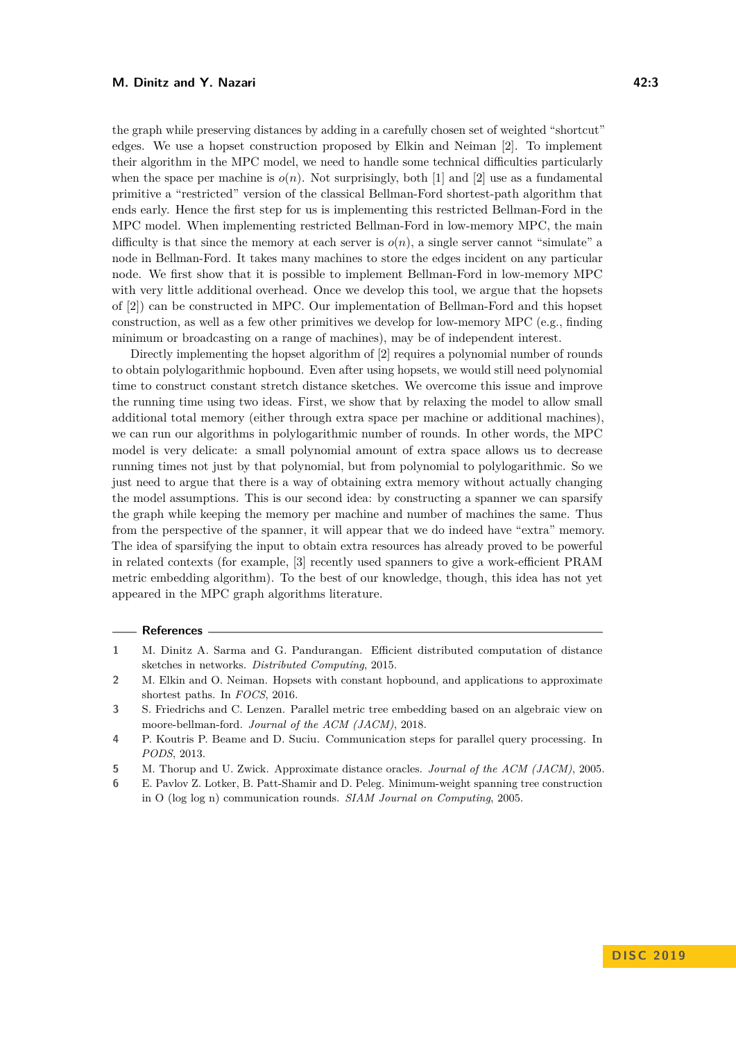the graph while preserving distances by adding in a carefully chosen set of weighted "shortcut" edges. We use a hopset construction proposed by Elkin and Neiman [2]. To implement their algorithm in the MPC model, we need to handle some technical difficulties particularly when the space per machine is $o(n)$. Not surprisingly, both [1] and [2] use as a fundamental primitive a "restricted" version of the classical Bellman-Ford shortest-path algorithm that ends early. Hence the first step for us is implementing this restricted Bellman-Ford in the MPC model. When implementing restricted Bellman-Ford in low-memory MPC, the main difficulty is that since the memory at each server is $o(n)$, a single server cannot "simulate" a node in Bellman-Ford. It takes many machines to store the edges incident on any particular node. We first show that it is possible to implement Bellman-Ford in low-memory MPC with very little additional overhead. Once we develop this tool, we argue that the hopsets of [2]) can be constructed in MPC. Our implementation of Bellman-Ford and this hopset construction, as well as a few other primitives we develop for low-memory MPC (e.g., finding minimum or broadcasting on a range of machines), may be of independent interest.

Directly implementing the hopset algorithm of [2] requires a polynomial number of rounds to obtain polylogarithmic hopbound. Even after using hopsets, we would still need polynomial time to construct constant stretch distance sketches. We overcome this issue and improve the running time using two ideas. First, we show that by relaxing the model to allow small additional total memory (either through extra space per machine or additional machines), we can run our algorithms in polylogarithmic number of rounds. In other words, the MPC model is very delicate: a small polynomial amount of extra space allows us to decrease running times not just by that polynomial, but from polynomial to polylogarithmic. So we just need to argue that there is a way of obtaining extra memory without actually changing the model assumptions. This is our second idea: by constructing a spanner we can sparsify the graph while keeping the memory per machine and number of machines the same. Thus from the perspective of the spanner, it will appear that we do indeed have "extra" memory. The idea of sparsifying the input to obtain extra resources has already proved to be powerful in related contexts (for example, [3] recently used spanners to give a work-efficient PRAM metric embedding algorithm). To the best of our knowledge, though, this idea has not yet appeared in the MPC graph algorithms literature.

## References

1. M. Dinitz A. Sarma and G. Pandurangan. Efficient distributed computation of distance sketches in networks. *Distributed Computing*, 2015.
2. M. Elkin and O. Neiman. Hopsets with constant hopbound, and applications to approximate shortest paths. In *FOCS*, 2016.
3. S. Friedrichs and C. Lenzen. Parallel metric tree embedding based on an algebraic view on moore-bellman-ford. *Journal of the ACM (JACM)*, 2018.
4. P. Koutris P. Beame and D. Suciu. Communication steps for parallel query processing. In *PODS*, 2013.
5. M. Thorup and U. Zwick. Approximate distance oracles. *Journal of the ACM (JACM)*, 2005.
6. E. Pavlov Z. Lotker, B. Patt-Shamir and D. Peleg. Minimum-weight spanning tree construction in O (log log n) communication rounds. *SIAM Journal on Computing*, 2005.